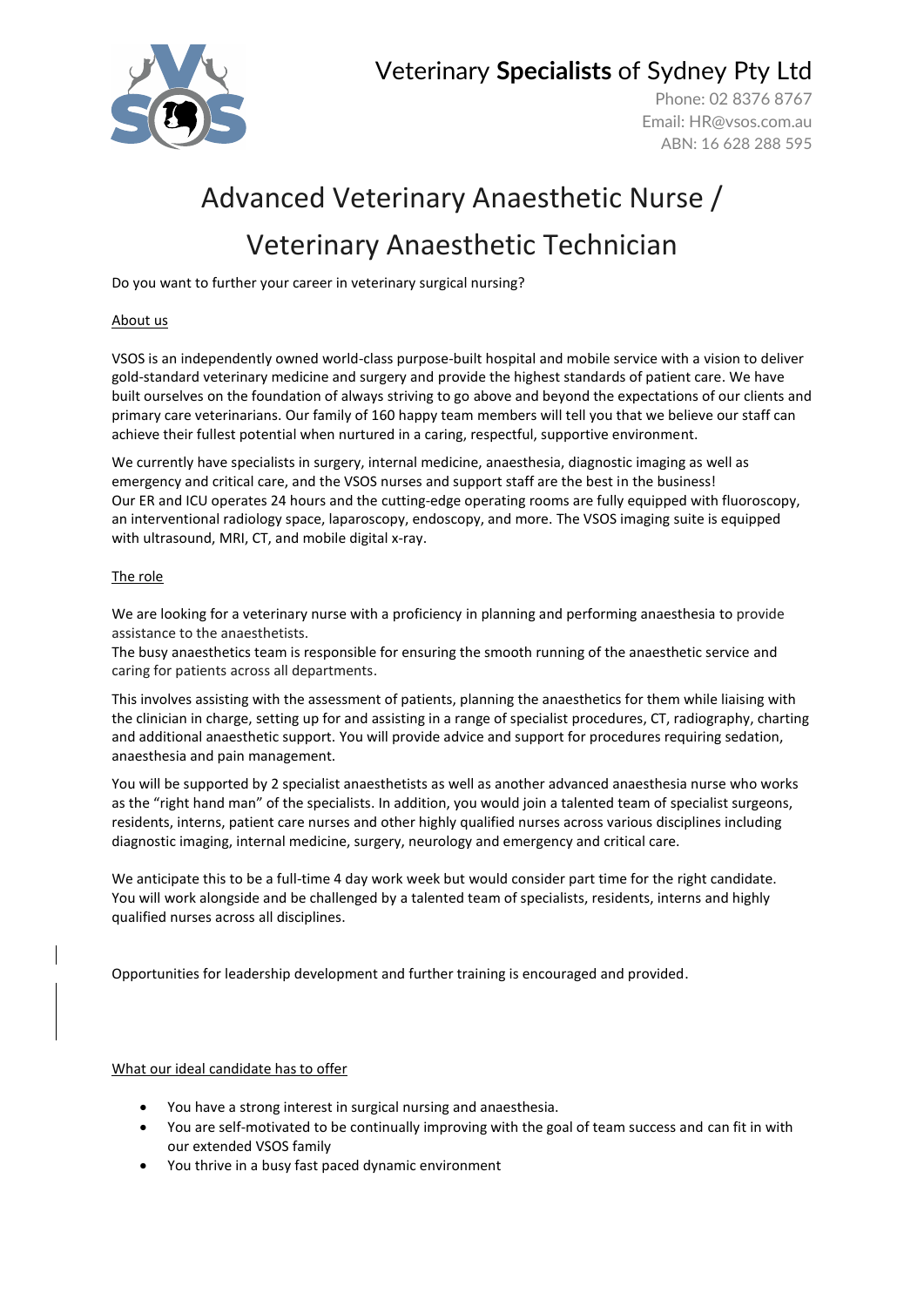# Veterinary **Specialists** of Sydney Pty Ltd

Phone: 02 8376 8767
Email: HR@vsos.com.au
ABN: 16 628 288 595

# Advanced Veterinary Anaesthetic Nurse / Veterinary Anaesthetic Technician

Do you want to further your career in veterinary surgical nursing?

## About us

VSOS is an independently owned world-class purpose-built hospital and mobile service with a vision to deliver gold-standard veterinary medicine and surgery and provide the highest standards of patient care. We have built ourselves on the foundation of always striving to go above and beyond the expectations of our clients and primary care veterinarians. Our family of 160 happy team members will tell you that we believe our staff can achieve their fullest potential when nurtured in a caring, respectful, supportive environment.

We currently have specialists in surgery, internal medicine, anaesthesia, diagnostic imaging as well as emergency and critical care, and the VSOS nurses and support staff are the best in the business! Our ER and ICU operates 24 hours and the cutting-edge operating rooms are fully equipped with fluoroscopy, an interventional radiology space, laparoscopy, endoscopy, and more. The VSOS imaging suite is equipped with ultrasound, MRI, CT, and mobile digital x-ray.

## The role

We are looking for a veterinary nurse with a proficiency in planning and performing anaesthesia to provide assistance to the anaesthetists.
The busy anaesthetics team is responsible for ensuring the smooth running of the anaesthetic service and caring for patients across all departments.

This involves assisting with the assessment of patients, planning the anaesthetics for them while liaising with the clinician in charge, setting up for and assisting in a range of specialist procedures, CT, radiography, charting and additional anaesthetic support. You will provide advice and support for procedures requiring sedation, anaesthesia and pain management.

You will be supported by 2 specialist anaesthetists as well as another advanced anaesthesia nurse who works as the "right hand man" of the specialists. In addition, you would join a talented team of specialist surgeons, residents, interns, patient care nurses and other highly qualified nurses across various disciplines including diagnostic imaging, internal medicine, surgery, neurology and emergency and critical care.

We anticipate this to be a full-time 4 day work week but would consider part time for the right candidate. You will work alongside and be challenged by a talented team of specialists, residents, interns and highly qualified nurses across all disciplines.

Opportunities for leadership development and further training is encouraged and provided.

## What our ideal candidate has to offer

- You have a strong interest in surgical nursing and anaesthesia.
- You are self-motivated to be continually improving with the goal of team success and can fit in with our extended VSOS family
- You thrive in a busy fast paced dynamic environment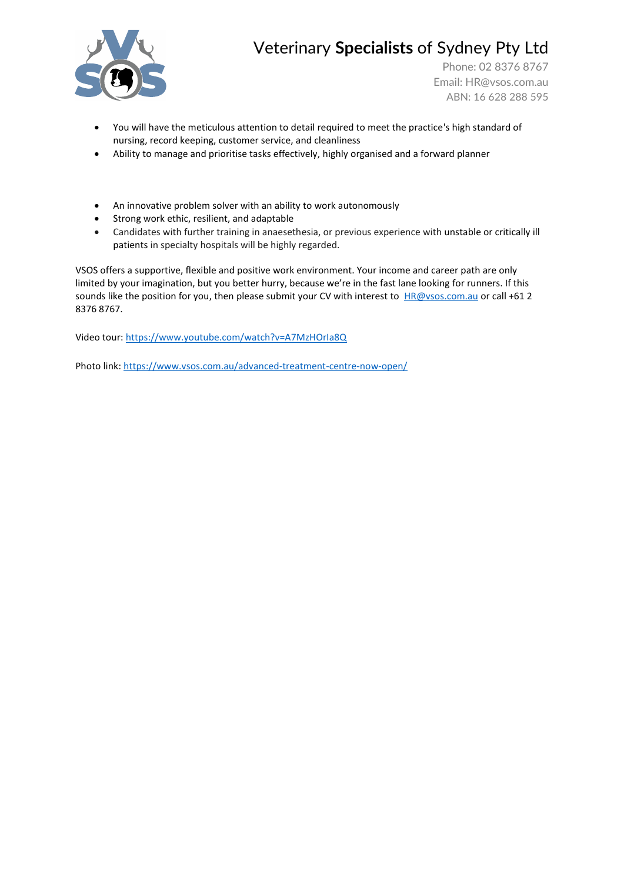- You will have the meticulous attention to detail required to meet the practice's high standard of nursing, record keeping, customer service, and cleanliness
- Ability to manage and prioritise tasks effectively, highly organised and a forward planner

- An innovative problem solver with an ability to work autonomously
- Strong work ethic, resilient, and adaptable
- Candidates with further training in anaesethesia, or previous experience with unstable or critically ill patients in specialty hospitals will be highly regarded.

VSOS offers a supportive, flexible and positive work environment. Your income and career path are only limited by your imagination, but you better hurry, because we're in the fast lane looking for runners. If this sounds like the position for you, then please submit your CV with interest to HR@vsos.com.au or call +61 2 8376 8767.

Video tour: https://www.youtube.com/watch?v=A7MzHOrIa8Q

Photo link: https://www.vsos.com.au/advanced-treatment-centre-now-open/